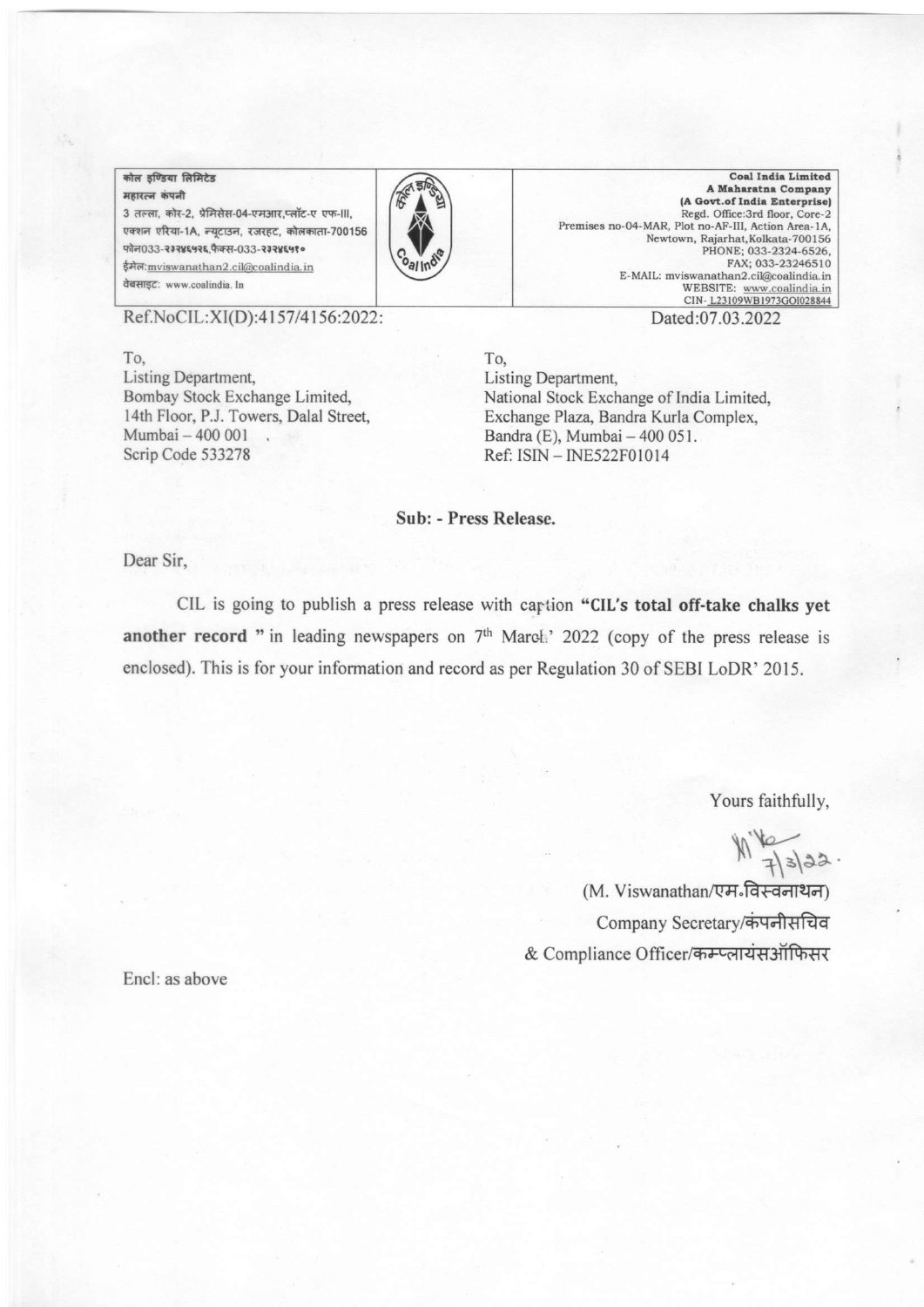| कोल इण्डिया लिमिटेड<br>महारत्न कंपनी<br>3 तल्ला, कोर-2, प्रेमिसेस-04-एमआर,प्लॉट-ए एफ-III, एक्शन एरिया-1A, न्यूटाउन, रजरहट, कोलकाता-700156<br>फोन033-२३२४६५२६,फैक्स-033-२३२४६५१०<br>ईमेल:mviswanathan2.cil@coalindia.in<br>वेबसाइट: www.coalindia.In | | **Coal India Limited**<br>**A Maharatna Company**<br>**(A Govt.of India Enterprise)**<br>Regd. Office:3rd floor, Core-2<br>Premises no-04-MAR, Plot no-AF-III, Action Area-1A, Newtown, Rajarhat,Kolkata-700156<br>PHONE; 033-2324-6526,<br>FAX; 033-23246510<br>E-MAIL: mviswanathan2.cil@coalindia.in<br>WEBSITE: www.coalindia.in<br>CIN- L23109WB1973GOI028844 |
|---|---|---|

Ref.NoCIL:XI(D):4157/4156:2022:

Dated:07.03.2022

To,
Listing Department,
Bombay Stock Exchange Limited,
14th Floor, P.J. Towers, Dalal Street,
Mumbai – 400 001
Scrip Code 533278

To,
Listing Department,
National Stock Exchange of India Limited,
Exchange Plaza, Bandra Kurla Complex,
Bandra (E), Mumbai – 400 051.
Ref: ISIN – INE522F01014

**Sub: - Press Release.**

Dear Sir,

CIL is going to publish a press release with caption **"CIL's total off-take chalks yet another record "** in leading newspapers on 7th March' 2022 (copy of the press release is enclosed). This is for your information and record as per Regulation 30 of SEBI LoDR' 2015.

Yours faithfully,

7/3/22.

(M. Viswanathan/एम॰विस्वनाथन)
Company Secretary/कंपनीसचिव
& Compliance Officer/कम्प्लायंसऑफिसर

Encl: as above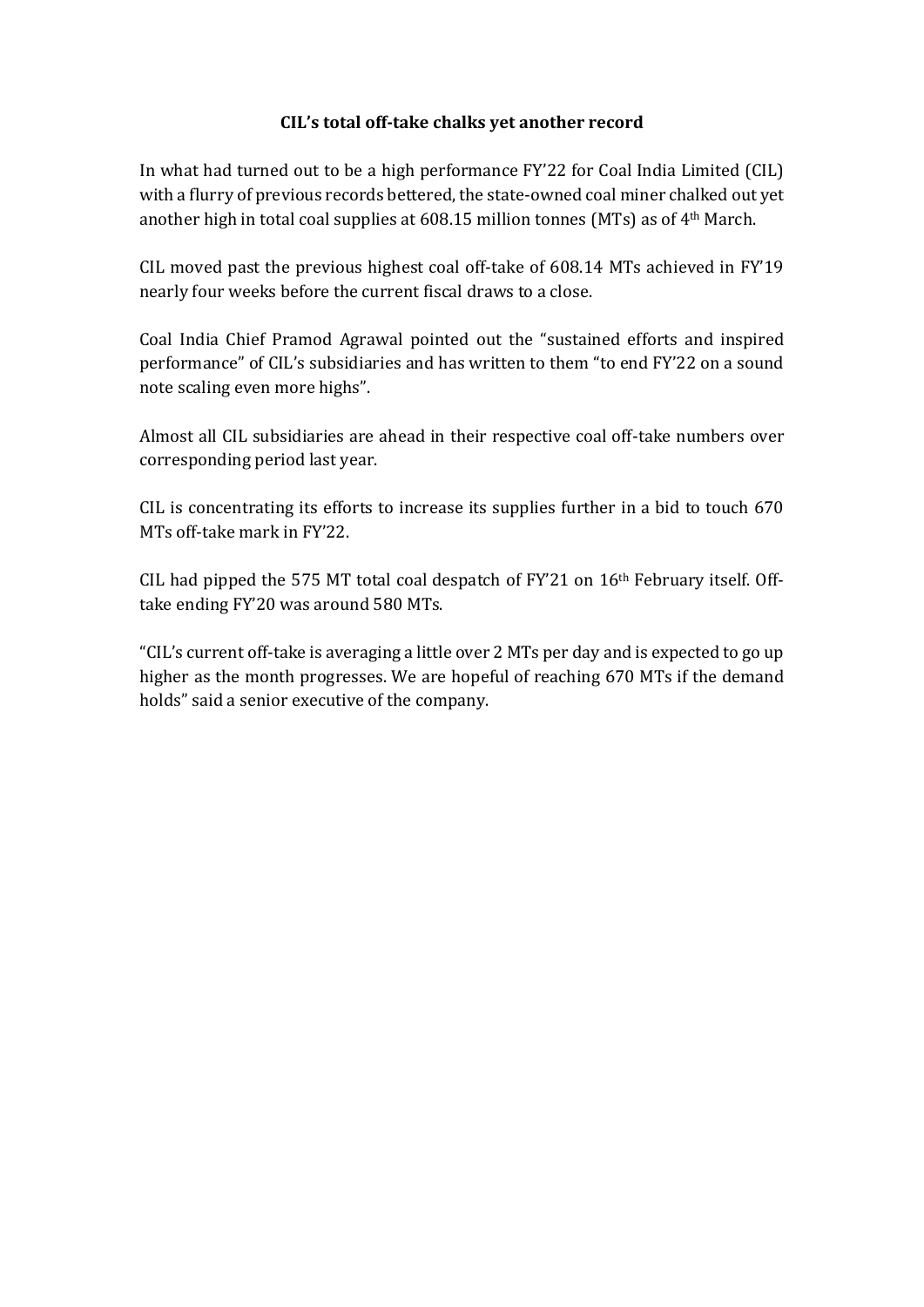**CIL's total off-take chalks yet another record**

In what had turned out to be a high performance FY'22 for Coal India Limited (CIL) with a flurry of previous records bettered, the state-owned coal miner chalked out yet another high in total coal supplies at 608.15 million tonnes (MTs) as of 4th March.

CIL moved past the previous highest coal off-take of 608.14 MTs achieved in FY'19 nearly four weeks before the current fiscal draws to a close.

Coal India Chief Pramod Agrawal pointed out the "sustained efforts and inspired performance" of CIL's subsidiaries and has written to them "to end FY'22 on a sound note scaling even more highs".

Almost all CIL subsidiaries are ahead in their respective coal off-take numbers over corresponding period last year.

CIL is concentrating its efforts to increase its supplies further in a bid to touch 670 MTs off-take mark in FY'22.

CIL had pipped the 575 MT total coal despatch of FY'21 on 16th February itself. Off-take ending FY'20 was around 580 MTs.

"CIL's current off-take is averaging a little over 2 MTs per day and is expected to go up higher as the month progresses. We are hopeful of reaching 670 MTs if the demand holds" said a senior executive of the company.